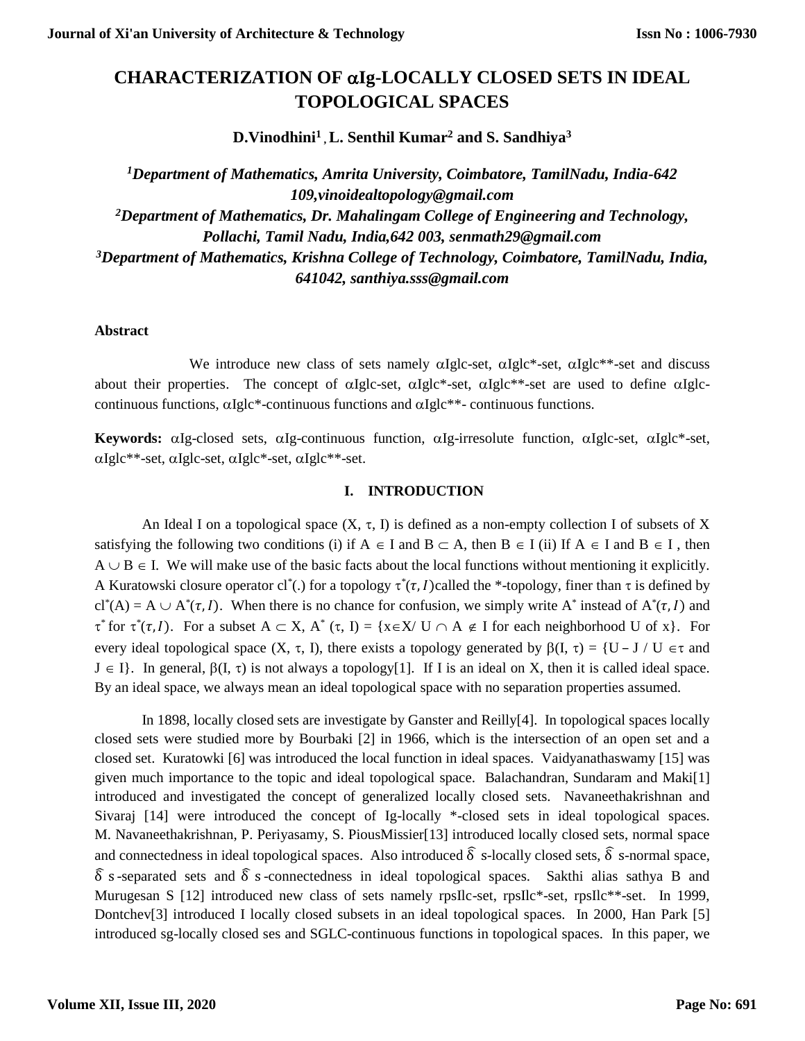# CHARACTERIZATION OF $\alpha$Ig-LOCALLY CLOSED SETS IN IDEAL TOPOLOGICAL SPACES

**D.Vinodhini[1], L. Senthil Kumar[2] and S. Sandhiya[3]**

*[1]Department of Mathematics, Amrita University, Coimbatore, TamilNadu, India-642 109,vinoidealtopology@gmail.com*

*[2]Department of Mathematics, Dr. Mahalingam College of Engineering and Technology, Pollachi, Tamil Nadu, India,642 003, senmath29@gmail.com*

*[3]Department of Mathematics, Krishna College of Technology, Coimbatore, TamilNadu, India, 641042, santhiya.sss@gmail.com*

### Abstract

We introduce new class of sets namely $\alpha$Iglc-set, $\alpha$Iglc*-set, $\alpha$Iglc**-set and discuss about their properties. The concept of $\alpha$Iglc-set, $\alpha$Iglc*-set, $\alpha$Iglc**-set are used to define $\alpha$Iglc-continuous functions, $\alpha$Iglc*-continuous functions and $\alpha$Iglc**- continuous functions.

**Keywords:** $\alpha$Ig-closed sets, $\alpha$Ig-continuous function, $\alpha$Ig-irresolute function, $\alpha$Iglc-set, $\alpha$Iglc*-set, $\alpha$Iglc**-set, $\alpha$Iglc-set, $\alpha$Iglc*-set, $\alpha$Iglc**-set.

## I. INTRODUCTION

An Ideal I on a topological space $(X, \tau, I)$ is defined as a non-empty collection I of subsets of X satisfying the following two conditions (i) if $A \in I$ and $B \subset A$, then $B \in I$ (ii) If $A \in I$ and $B \in I$ , then $A \cup B \in I$. We will make use of the basic facts about the local functions without mentioning it explicitly. A Kuratowski closure operator $cl^*(.)$ for a topology $\tau^*(\tau, I)$called the *-topology, finer than $\tau$ is defined by $cl^*(A) = A \cup A^*(\tau, I)$. When there is no chance for confusion, we simply write $A^*$ instead of $A^*(\tau, I)$ and $\tau^*$ for $\tau^*(\tau, I)$. For a subset $A \subset X$, $A^*(\tau, I) = \{x \in X / U \cap A \notin I$ for each neighborhood U of x$\}$. For every ideal topological space $(X, \tau, I)$, there exists a topology generated by $\beta(I, \tau) = \{U - J / U \in \tau$ and $J \in I\}$. In general, $\beta(I, \tau)$ is not always a topology[1]. If I is an ideal on X, then it is called ideal space. By an ideal space, we always mean an ideal topological space with no separation properties assumed.

In 1898, locally closed sets are investigate by Ganster and Reilly[4]. In topological spaces locally closed sets were studied more by Bourbaki [2] in 1966, which is the intersection of an open set and a closed set. Kuratowki [6] was introduced the local function in ideal spaces. Vaidyanathaswamy [15] was given much importance to the topic and ideal topological space. Balachandran, Sundaram and Maki[1] introduced and investigated the concept of generalized locally closed sets. Navaneethakrishnan and Sivaraj [14] were introduced the concept of Ig-locally *-closed sets in ideal topological spaces. M. Navaneethakrishnan, P. Periyasamy, S. PiousMissier[13] introduced locally closed sets, normal space and connectedness in ideal topological spaces. Also introduced $\hat{\delta}$ s-locally closed sets, $\hat{\delta}$ s-normal space, $\hat{\delta}$ s-separated sets and $\hat{\delta}$ s-connectedness in ideal topological spaces. Sakthi alias sathya B and Murugesan S [12] introduced new class of sets namely rpsIlc-set, rpsIlc*-set, rpsIlc**-set. In 1999, Dontchev[3] introduced I locally closed subsets in an ideal topological spaces. In 2000, Han Park [5] introduced sg-locally closed ses and SGLC-continuous functions in topological spaces. In this paper, we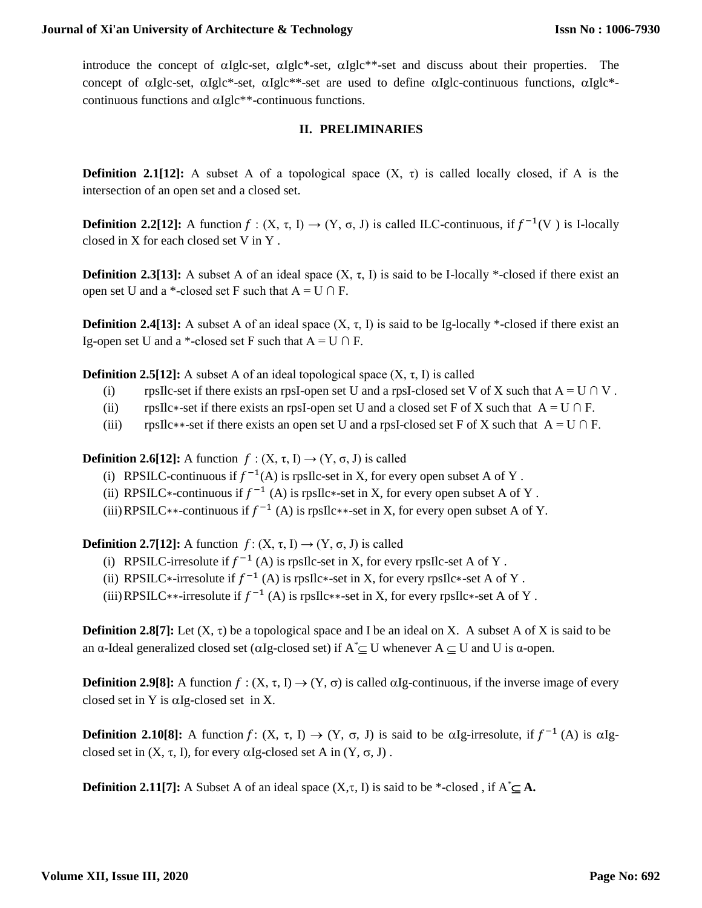introduce the concept of αIglc-set, αIglc*-set, αIglc**-set and discuss about their properties. The concept of αIglc-set, αIglc*-set, αIglc**-set are used to define αIglc-continuous functions, αIglc*-continuous functions and αIglc**-continuous functions.

## II. PRELIMINARIES

**Definition 2.1[12]:** A subset A of a topological space (X, τ) is called locally closed, if A is the intersection of an open set and a closed set.

**Definition 2.2[12]:** A function $f$ : (X, τ, I) → (Y, σ, J) is called ILC-continuous, if $f^{-1}$(V ) is I-locally closed in X for each closed set V in Y .

**Definition 2.3[13]:** A subset A of an ideal space (X, τ, I) is said to be I-locally *-closed if there exist an open set U and a *-closed set F such that A = U ∩ F.

**Definition 2.4[13]:** A subset A of an ideal space (X, τ, I) is said to be Ig-locally *-closed if there exist an Ig-open set U and a *-closed set F such that A = U ∩ F.

**Definition 2.5[12]:** A subset A of an ideal topological space (X, τ, I) is called

(i) rpsIlc-set if there exists an rpsI-open set U and a rpsI-closed set V of X such that A = U ∩ V .
(ii) rpsIlc∗-set if there exists an rpsI-open set U and a closed set F of X such that A = U ∩ F.
(iii) rpsIlc∗∗-set if there exists an open set U and a rpsI-closed set F of X such that A = U ∩ F.

**Definition 2.6[12]:** A function $f$ : (X, τ, I) → (Y, σ, J) is called

(i) RPSILC-continuous if $f^{-1}$(A) is rpsIlc-set in X, for every open subset A of Y .
(ii) RPSILC∗-continuous if $f^{-1}$ (A) is rpsIlc∗-set in X, for every open subset A of Y .
(iii) RPSILC∗∗-continuous if $f^{-1}$ (A) is rpsIlc∗∗-set in X, for every open subset A of Y.

**Definition 2.7[12]:** A function $f$: (X, τ, I) → (Y, σ, J) is called

(i) RPSILC-irresolute if $f^{-1}$ (A) is rpsIlc-set in X, for every rpsIlc-set A of Y .
(ii) RPSILC∗-irresolute if $f^{-1}$ (A) is rpsIlc∗-set in X, for every rpsIlc∗-set A of Y .
(iii) RPSILC∗∗-irresolute if $f^{-1}$ (A) is rpsIlc∗∗-set in X, for every rpsIlc∗-set A of Y .

**Definition 2.8[7]:** Let (X, τ) be a topological space and I be an ideal on X. A subset A of X is said to be an α-Ideal generalized closed set (αIg-closed set) if $A^* \subseteq U$ whenever $A \subseteq U$ and U is α-open.

**Definition 2.9[8]:** A function $f$ : (X, τ, I) → (Y, σ) is called αIg-continuous, if the inverse image of every closed set in Y is αIg-closed set in X.

**Definition 2.10[8]:** A function $f$: (X, τ, I) → (Y, σ, J) is said to be αIg-irresolute, if $f^{-1}$ (A) is αIg-closed set in (X, τ, I), for every αIg-closed set A in (Y, σ, J) .

**Definition 2.11[7]:** A Subset A of an ideal space (X,τ, I) is said to be *-closed , if $A^* \subseteq$ **A.**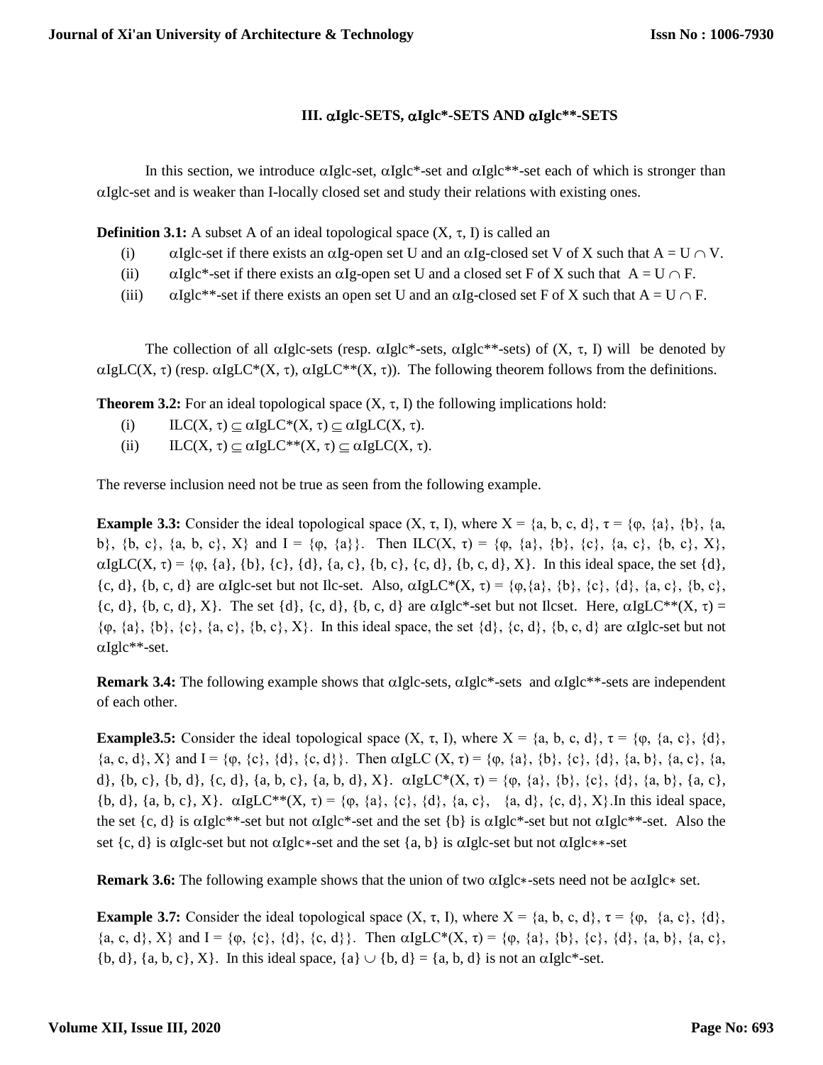### III. $\alpha$Iglc-SETS, $\alpha$Iglc*-SETS AND $\alpha$Iglc**-SETS

In this section, we introduce $\alpha$Iglc-set, $\alpha$Iglc*-set and $\alpha$Iglc**-set each of which is stronger than $\alpha$Iglc-set and is weaker than I-locally closed set and study their relations with existing ones.

**Definition 3.1:** A subset A of an ideal topological space $(X, \tau, I)$ is called an

(i) $\alpha$Iglc-set if there exists an $\alpha$Ig-open set U and an $\alpha$Ig-closed set V of X such that $A = U \cap V$.

(ii) $\alpha$Iglc*-set if there exists an $\alpha$Ig-open set U and a closed set F of X such that $A = U \cap F$.

(iii) $\alpha$Iglc**-set if there exists an open set U and an $\alpha$Ig-closed set F of X such that $A = U \cap F$.

The collection of all $\alpha$Iglc-sets (resp. $\alpha$Iglc*-sets, $\alpha$Iglc**-sets) of $(X, \tau, I)$ will be denoted by $\alpha IgLC(X, \tau)$ (resp. $\alpha IgLC^*(X, \tau)$, $\alpha IgLC^{**}(X, \tau)$). The following theorem follows from the definitions.

**Theorem 3.2:** For an ideal topological space $(X, \tau, I)$ the following implications hold:

(i) $ILC(X, \tau) \subseteq \alpha IgLC^*(X, \tau) \subseteq \alpha IgLC(X, \tau)$.

(ii) $ILC(X, \tau) \subseteq \alpha IgLC^{**}(X, \tau) \subseteq \alpha IgLC(X, \tau)$.

The reverse inclusion need not be true as seen from the following example.

**Example 3.3:** Consider the ideal topological space $(X, \tau, I)$, where $X = \{a, b, c, d\}$, $\tau = \{\varphi, \{a\}, \{b\}, \{a, b\}, \{b, c\}, \{a, b, c\}, X\}$ and $I = \{\varphi, \{a\}\}$. Then $ILC(X, \tau) = \{\varphi, \{a\}, \{b\}, \{c\}, \{a, c\}, \{b, c\}, X\}$, $\alpha IgLC(X, \tau) = \{\varphi, \{a\}, \{b\}, \{c\}, \{d\}, \{a, c\}, \{b, c\}, \{c, d\}, \{b, c, d\}, X\}$. In this ideal space, the set $\{d\}$, $\{c, d\}$, $\{b, c, d\}$ are $\alpha$Iglc-set but not Ilc-set. Also, $\alpha IgLC^*(X, \tau) = \{\varphi, \{a\}, \{b\}, \{c\}, \{d\}, \{a, c\}, \{b, c\}, \{c, d\}, \{b, c, d\}, X\}$. The set $\{d\}$, $\{c, d\}$, $\{b, c, d\}$ are $\alpha$Iglc*-set but not Ilcset. Here, $\alpha IgLC^{**}(X, \tau) = \{\varphi, \{a\}, \{b\}, \{c\}, \{a, c\}, \{b, c\}, X\}$. In this ideal space, the set $\{d\}$, $\{c, d\}$, $\{b, c, d\}$ are $\alpha$Iglc-set but not $\alpha$Iglc**-set.

**Remark 3.4:** The following example shows that $\alpha$Iglc-sets, $\alpha$Iglc*-sets and $\alpha$Iglc**-sets are independent of each other.

**Example3.5:** Consider the ideal topological space $(X, \tau, I)$, where $X = \{a, b, c, d\}$, $\tau = \{\varphi, \{a, c\}, \{d\}, \{a, c, d\}, X\}$ and $I = \{\varphi, \{c\}, \{d\}, \{c, d\}\}$. Then $\alpha IgLC(X, \tau) = \{\varphi, \{a\}, \{b\}, \{c\}, \{d\}, \{a, b\}, \{a, c\}, \{a, d\}, \{b, c\}, \{b, d\}, \{c, d\}, \{a, b, c\}, \{a, b, d\}, X\}$. $\alpha IgLC^*(X, \tau) = \{\varphi, \{a\}, \{b\}, \{c\}, \{d\}, \{a, b\}, \{a, c\}, \{b, d\}, \{a, b, c\}, X\}$. $\alpha IgLC^{**}(X, \tau) = \{\varphi, \{a\}, \{c\}, \{d\}, \{a, c\}, \{a, d\}, \{c, d\}, X\}$.In this ideal space, the set $\{c, d\}$ is $\alpha$Iglc**-set but not $\alpha$Iglc*-set and the set $\{b\}$ is $\alpha$Iglc*-set but not $\alpha$Iglc**-set. Also the set $\{c, d\}$ is $\alpha$Iglc-set but not $\alpha$Iglc*-set and the set $\{a, b\}$ is $\alpha$Iglc-set but not $\alpha$Iglc**-set

**Remark 3.6:** The following example shows that the union of two $\alpha$Iglc*-sets need not be a$\alpha$Iglc* set.

**Example 3.7:** Consider the ideal topological space $(X, \tau, I)$, where $X = \{a, b, c, d\}$, $\tau = \{\varphi, \{a, c\}, \{d\}, \{a, c, d\}, X\}$ and $I = \{\varphi, \{c\}, \{d\}, \{c, d\}\}$. Then $\alpha IgLC^*(X, \tau) = \{\varphi, \{a\}, \{b\}, \{c\}, \{d\}, \{a, b\}, \{a, c\}, \{b, d\}, \{a, b, c\}, X\}$. In this ideal space, $\{a\} \cup \{b, d\} = \{a, b, d\}$ is not an $\alpha$Iglc*-set.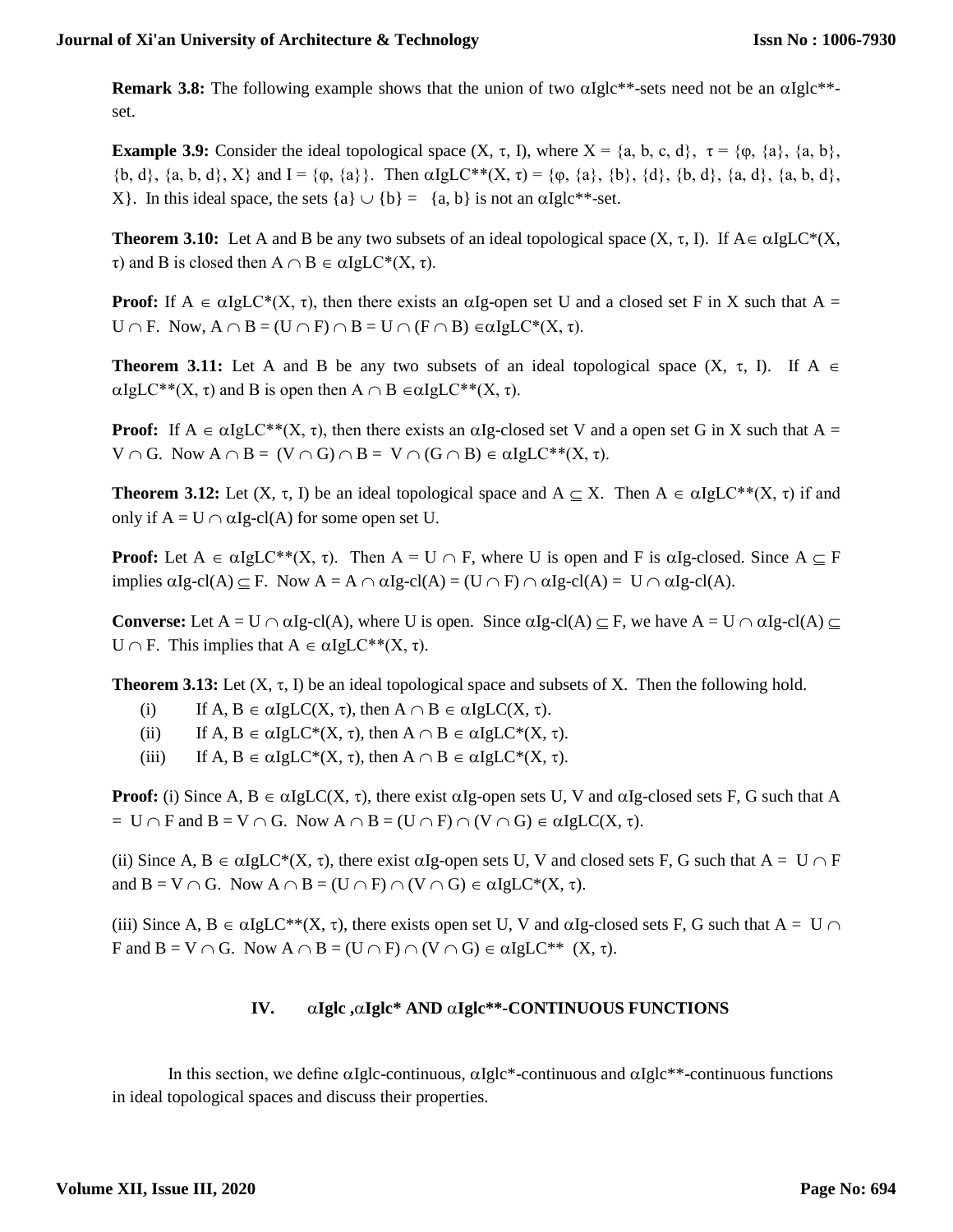**Remark 3.8:** The following example shows that the union of two $\alpha$Iglc**-sets need not be an $\alpha$Iglc**-set.

**Example 3.9:** Consider the ideal topological space $(X, \tau, I)$, where $X = \{a, b, c, d\}$, $\tau = \{\varphi, \{a\}, \{a, b\}, \{b, d\}, \{a, b, d\}, X\}$ and $I = \{\varphi, \{a\}\}$. Then $\alpha$IgLC**$(X, \tau) = \{\varphi, \{a\}, \{b\}, \{d\}, \{b, d\}, \{a, d\}, \{a, b, d\}, X\}$. In this ideal space, the sets $\{a\} \cup \{b\} = \{a, b\}$ is not an $\alpha$Iglc**-set.

**Theorem 3.10:** Let A and B be any two subsets of an ideal topological space $(X, \tau, I)$. If $A \in \alpha$IgLC*$(X, \tau)$ and B is closed then $A \cap B \in \alpha$IgLC*$(X, \tau)$.

**Proof:** If $A \in \alpha$IgLC*$(X, \tau)$, then there exists an $\alpha$Ig-open set U and a closed set F in X such that $A = U \cap F$. Now, $A \cap B = (U \cap F) \cap B = U \cap (F \cap B) \in \alpha$IgLC*$(X, \tau)$.

**Theorem 3.11:** Let A and B be any two subsets of an ideal topological space $(X, \tau, I)$. If $A \in \alpha$IgLC**$(X, \tau)$ and B is open then $A \cap B \in \alpha$IgLC**$(X, \tau)$.

**Proof:** If $A \in \alpha$IgLC**$(X, \tau)$, then there exists an $\alpha$Ig-closed set V and a open set G in X such that $A = V \cap G$. Now $A \cap B = (V \cap G) \cap B = V \cap (G \cap B) \in \alpha$IgLC**$(X, \tau)$.

**Theorem 3.12:** Let $(X, \tau, I)$ be an ideal topological space and $A \subseteq X$. Then $A \in \alpha$IgLC**$(X, \tau)$ if and only if $A = U \cap \alpha$Ig-cl(A) for some open set U.

**Proof:** Let $A \in \alpha$IgLC**$(X, \tau)$. Then $A = U \cap F$, where U is open and F is $\alpha$Ig-closed. Since $A \subseteq F$ implies $\alpha$Ig-cl(A) $\subseteq F$. Now $A = A \cap \alpha$Ig-cl(A) $= (U \cap F) \cap \alpha$Ig-cl(A) $= U \cap \alpha$Ig-cl(A).

**Converse:** Let $A = U \cap \alpha$Ig-cl(A), where U is open. Since $\alpha$Ig-cl(A) $\subseteq F$, we have $A = U \cap \alpha$Ig-cl(A) $\subseteq U \cap F$. This implies that $A \in \alpha$IgLC**$(X, \tau)$.

**Theorem 3.13:** Let $(X, \tau, I)$ be an ideal topological space and subsets of X. Then the following hold.

(i) If $A, B \in \alpha$IgLC$(X, \tau)$, then $A \cap B \in \alpha$IgLC$(X, \tau)$.

(ii) If $A, B \in \alpha$IgLC*$(X, \tau)$, then $A \cap B \in \alpha$IgLC*$(X, \tau)$.

(iii) If $A, B \in \alpha$IgLC*$(X, \tau)$, then $A \cap B \in \alpha$IgLC*$(X, \tau)$.

**Proof:** (i) Since $A, B \in \alpha$IgLC$(X, \tau)$, there exist $\alpha$Ig-open sets U, V and $\alpha$Ig-closed sets F, G such that $A = U \cap F$ and $B = V \cap G$. Now $A \cap B = (U \cap F) \cap (V \cap G) \in \alpha$IgLC$(X, \tau)$.

(ii) Since $A, B \in \alpha$IgLC*$(X, \tau)$, there exist $\alpha$Ig-open sets U, V and closed sets F, G such that $A = U \cap F$ and $B = V \cap G$. Now $A \cap B = (U \cap F) \cap (V \cap G) \in \alpha$IgLC*$(X, \tau)$.

(iii) Since $A, B \in \alpha$IgLC**$(X, \tau)$, there exists open set U, V and $\alpha$Ig-closed sets F, G such that $A = U \cap F$ and $B = V \cap G$. Now $A \cap B = (U \cap F) \cap (V \cap G) \in \alpha$IgLC** $(X, \tau)$.

## IV. $\alpha$Iglc ,$\alpha$Iglc* AND $\alpha$Iglc**-CONTINUOUS FUNCTIONS

In this section, we define $\alpha$Iglc-continuous, $\alpha$Iglc*-continuous and $\alpha$Iglc**-continuous functions in ideal topological spaces and discuss their properties.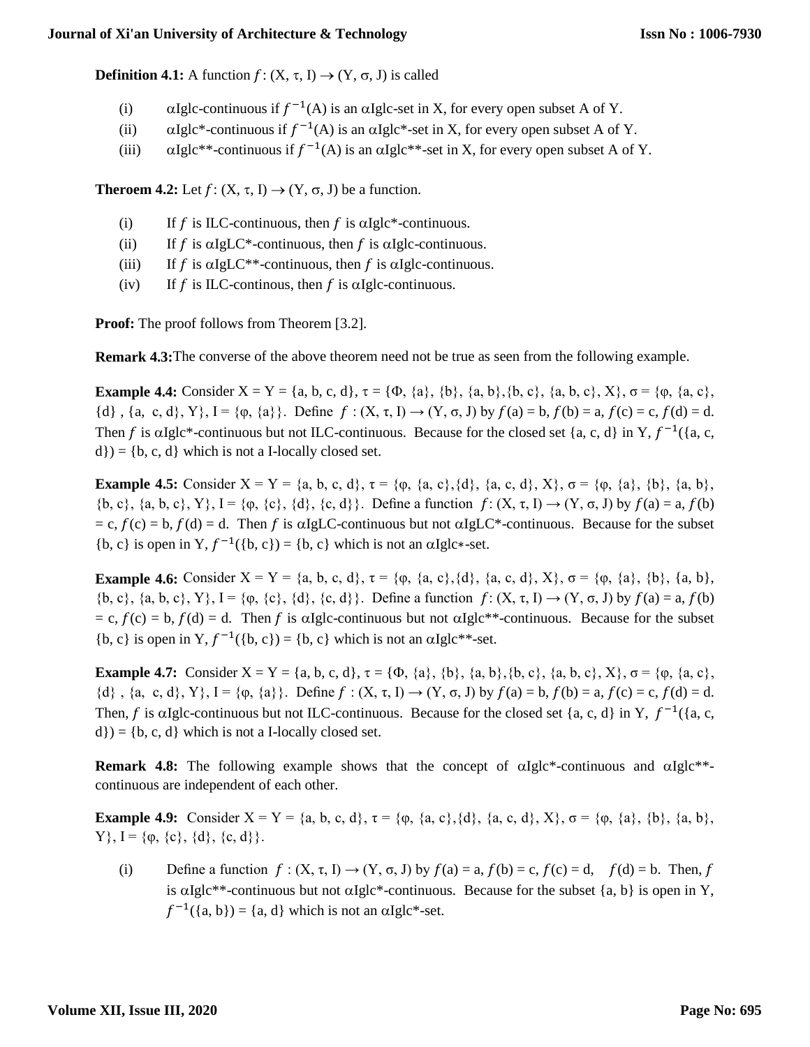**Definition 4.1:** A function $f : (X, \tau, I) \rightarrow (Y, \sigma, J)$ is called

(i) αIglc-continuous if $f^{-1}(A)$ is an αIglc-set in X, for every open subset A of Y.

(ii) αIglc*-continuous if $f^{-1}(A)$ is an αIglc*-set in X, for every open subset A of Y.

(iii) αIglc**-continuous if $f^{-1}(A)$ is an αIglc**-set in X, for every open subset A of Y.

**Theroem 4.2:** Let $f : (X, \tau, I) \rightarrow (Y, \sigma, J)$ be a function.

(i) If $f$ is ILC-continuous, then $f$ is αIglc*-continuous.

(ii) If $f$ is αIgLC*-continuous, then $f$ is αIglc-continuous.

(iii) If $f$ is αIgLC**-continuous, then $f$ is αIglc-continuous.

(iv) If $f$ is ILC-continous, then $f$ is αIglc-continuous.

**Proof:** The proof follows from Theorem [3.2].

**Remark 4.3:** The converse of the above theorem need not be true as seen from the following example.

**Example 4.4:** Consider X = Y = {a, b, c, d}, τ = {Φ, {a}, {b}, {a, b},{b, c}, {a, b, c}, X}, σ = {φ, {a, c}, {d} , {a, c, d}, Y}, I = {φ, {a}}. Define $f : (X, \tau, I) \rightarrow (Y, \sigma, J)$ by $f(a) = b$, $f(b) = a$, $f(c) = c$, $f(d) = d$. Then $f$ is αIglc*-continuous but not ILC-continuous. Because for the closed set {a, c, d} in Y, $f^{-1}(\{a, c, d\}) = \{b, c, d\}$ which is not a I-locally closed set.

**Example 4.5:** Consider X = Y = {a, b, c, d}, τ = {φ, {a, c},{d}, {a, c, d}, X}, σ = {φ, {a}, {b}, {a, b}, {b, c}, {a, b, c}, Y}, I = {φ, {c}, {d}, {c, d}}. Define a function $f : (X, \tau, I) \rightarrow (Y, \sigma, J)$ by $f(a) = a$, $f(b) = c$, $f(c) = b$, $f(d) = d$. Then $f$ is αIgLC-continuous but not αIgLC*-continuous. Because for the subset {b, c} is open in Y, $f^{-1}(\{b, c\}) = \{b, c\}$ which is not an αIglc∗-set.

**Example 4.6:** Consider X = Y = {a, b, c, d}, τ = {φ, {a, c},{d}, {a, c, d}, X}, σ = {φ, {a}, {b}, {a, b}, {b, c}, {a, b, c}, Y}, I = {φ, {c}, {d}, {c, d}}. Define a function $f : (X, \tau, I) \rightarrow (Y, \sigma, J)$ by $f(a) = a$, $f(b) = c$, $f(c) = b$, $f(d) = d$. Then $f$ is αIglc-continuous but not αIglc**-continuous. Because for the subset {b, c} is open in Y, $f^{-1}(\{b, c\}) = \{b, c\}$ which is not an αIglc**-set.

**Example 4.7:** Consider X = Y = {a, b, c, d}, τ = {Φ, {a}, {b}, {a, b},{b, c}, {a, b, c}, X}, σ = {φ, {a, c}, {d} , {a, c, d}, Y}, I = {φ, {a}}. Define $f : (X, \tau, I) \rightarrow (Y, \sigma, J)$ by $f(a) = b$, $f(b) = a$, $f(c) = c$, $f(d) = d$. Then, $f$ is αIglc-continuous but not ILC-continuous. Because for the closed set {a, c, d} in Y, $f^{-1}(\{a, c, d\}) = \{b, c, d\}$ which is not a I-locally closed set.

**Remark 4.8:** The following example shows that the concept of αIglc*-continuous and αIglc**-continuous are independent of each other.

**Example 4.9:** Consider X = Y = {a, b, c, d}, τ = {φ, {a, c},{d}, {a, c, d}, X}, σ = {φ, {a}, {b}, {a, b}, Y}, I = {φ, {c}, {d}, {c, d}}.

(i) Define a function $f : (X, \tau, I) \rightarrow (Y, \sigma, J)$ by $f(a) = a$, $f(b) = c$, $f(c) = d$, $f(d) = b$. Then, $f$ is αIglc**-continuous but not αIglc*-continuous. Because for the subset {a, b} is open in Y, $f^{-1}(\{a, b\}) = \{a, d\}$ which is not an αIglc*-set.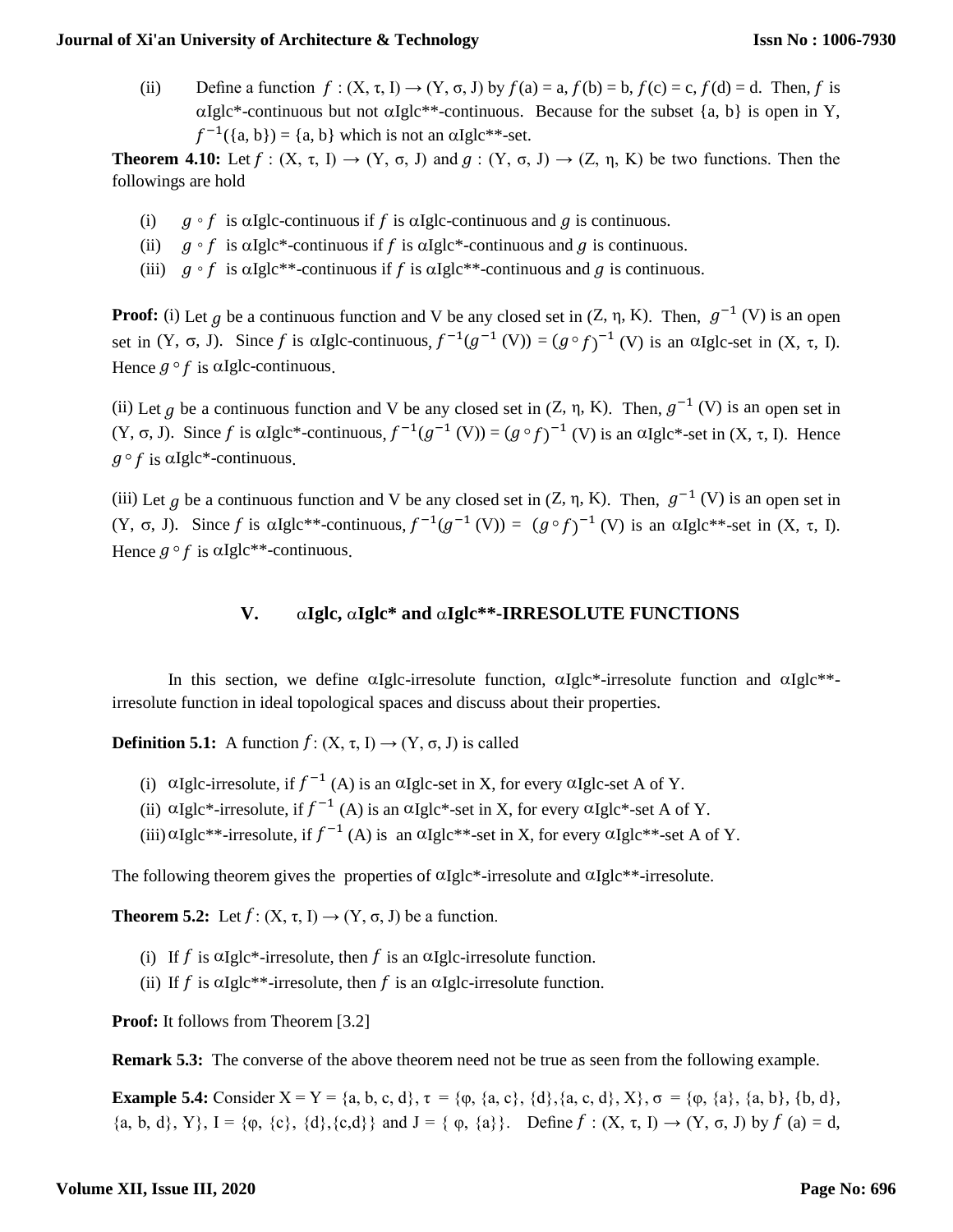(ii) Define a function $f : (X, \tau, I) \rightarrow (Y, \sigma, J)$ by $f(a) = a$, $f(b) = b$, $f(c) = c$, $f(d) = d$. Then, $f$ is $\alpha$Iglc*-continuous but not $\alpha$Iglc**-continuous. Because for the subset {a, b} is open in Y, $f^{-1}(\{a, b\}) = \{a, b\}$ which is not an $\alpha$Iglc**-set.

**Theorem 4.10:** Let $f : (X, \tau, I) \rightarrow (Y, \sigma, J)$ and $g : (Y, \sigma, J) \rightarrow (Z, \eta, K)$ be two functions. Then the followings are hold

(i) $g \circ f$ is $\alpha$Iglc-continuous if $f$ is $\alpha$Iglc-continuous and $g$ is continuous.

(ii) $g \circ f$ is $\alpha$Iglc*-continuous if $f$ is $\alpha$Iglc*-continuous and $g$ is continuous.

(iii) $g \circ f$ is $\alpha$Iglc**-continuous if $f$ is $\alpha$Iglc**-continuous and $g$ is continuous.

**Proof:** (i) Let $g$ be a continuous function and V be any closed set in (Z, $\eta$, K). Then, $g^{-1}$ (V) is an open set in (Y, $\sigma$, J). Since $f$ is $\alpha$Iglc-continuous, $f^{-1}(g^{-1}$ (V)) = $(g \circ f)^{-1}$ (V) is an $\alpha$Iglc-set in (X, $\tau$, I). Hence $g \circ f$ is $\alpha$Iglc-continuous.

(ii) Let $g$ be a continuous function and V be any closed set in (Z, $\eta$, K). Then, $g^{-1}$ (V) is an open set in (Y, $\sigma$, J). Since $f$ is $\alpha$Iglc*-continuous, $f^{-1}(g^{-1}$ (V)) = $(g \circ f)^{-1}$ (V) is an $\alpha$Iglc*-set in (X, $\tau$, I). Hence $g \circ f$ is $\alpha$Iglc*-continuous.

(iii) Let $g$ be a continuous function and V be any closed set in (Z, $\eta$, K). Then, $g^{-1}$ (V) is an open set in (Y, $\sigma$, J). Since $f$ is $\alpha$Iglc**-continuous, $f^{-1}(g^{-1}$ (V)) = $(g \circ f)^{-1}$ (V) is an $\alpha$Iglc**-set in (X, $\tau$, I). Hence $g \circ f$ is $\alpha$Iglc**-continuous.

## V. $\alpha$Iglc, $\alpha$Iglc* and $\alpha$Iglc**-IRRESOLUTE FUNCTIONS

In this section, we define $\alpha$Iglc-irresolute function, $\alpha$Iglc*-irresolute function and $\alpha$Iglc**-irresolute function in ideal topological spaces and discuss about their properties.

**Definition 5.1:** A function $f$: (X, $\tau$, I) → (Y, $\sigma$, J) is called

(i) $\alpha$Iglc-irresolute, if $f^{-1}$ (A) is an $\alpha$Iglc-set in X, for every $\alpha$Iglc-set A of Y.

(ii) $\alpha$Iglc*-irresolute, if $f^{-1}$ (A) is an $\alpha$Iglc*-set in X, for every $\alpha$Iglc*-set A of Y.

(iii) $\alpha$Iglc**-irresolute, if $f^{-1}$ (A) is an $\alpha$Iglc**-set in X, for every $\alpha$Iglc**-set A of Y.

The following theorem gives the properties of $\alpha$Iglc*-irresolute and $\alpha$Iglc**-irresolute.

**Theorem 5.2:** Let $f$: (X, $\tau$, I) → (Y, $\sigma$, J) be a function.

(i) If $f$ is $\alpha$Iglc*-irresolute, then $f$ is an $\alpha$Iglc-irresolute function.

(ii) If $f$ is $\alpha$Iglc**-irresolute, then $f$ is an $\alpha$Iglc-irresolute function.

**Proof:** It follows from Theorem [3.2]

**Remark 5.3:** The converse of the above theorem need not be true as seen from the following example.

**Example 5.4:** Consider X = Y = {a, b, c, d}, $\tau$ = {φ, {a, c}, {d},{a, c, d}, X}, $\sigma$ = {φ, {a}, {a, b}, {b, d}, {a, b, d}, Y}, I = {φ, {c}, {d},{c,d}} and J = { φ, {a}}. Define $f$ : (X, $\tau$, I) → (Y, $\sigma$, J) by $f$ (a) = d,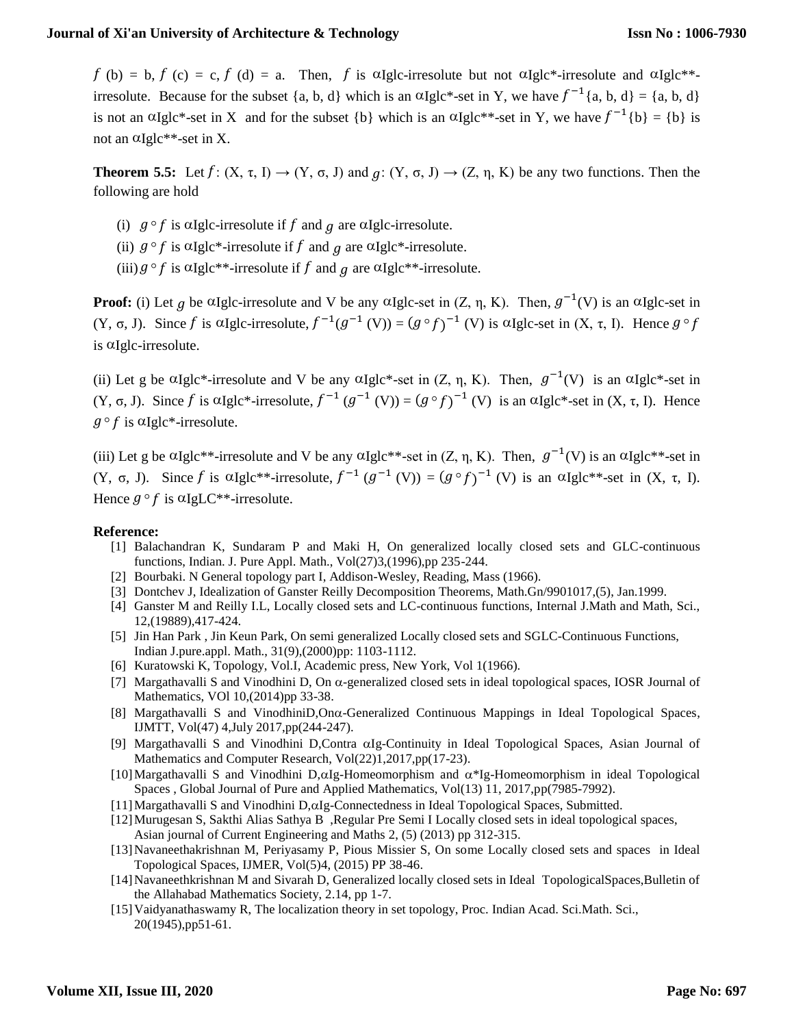$f$ (b) = b, $f$ (c) = c, $f$ (d) = a. Then, $f$ is αIglc-irresolute but not αIglc*-irresolute and αIglc**-irresolute. Because for the subset {a, b, d} which is an αIglc*-set in Y, we have $f^{-1}${a, b, d} = {a, b, d} is not an αIglc*-set in X and for the subset {b} which is an αIglc**-set in Y, we have $f^{-1}${b} = {b} is not an αIglc**-set in X.

**Theorem 5.5:** Let $f$: (X, τ, I) → (Y, σ, J) and $g$: (Y, σ, J) → (Z, η, K) be any two functions. Then the following are hold

(i) $g \circ f$ is αIglc-irresolute if $f$ and $g$ are αIglc-irresolute.

(ii) $g \circ f$ is αIglc*-irresolute if $f$ and $g$ are αIglc*-irresolute.

(iii) $g \circ f$ is αIglc**-irresolute if $f$ and $g$ are αIglc**-irresolute.

**Proof:** (i) Let $g$ be αIglc-irresolute and V be any αIglc-set in (Z, η, K). Then, $g^{-1}$(V) is an αIglc-set in (Y, σ, J). Since $f$ is αIglc-irresolute, $f^{-1}(g^{-1}$ (V)) = $(g \circ f)^{-1}$ (V) is αIglc-set in (X, τ, I). Hence $g \circ f$ is αIglc-irresolute.

(ii) Let g be αIglc*-irresolute and V be any αIglc*-set in (Z, η, K). Then, $g^{-1}$(V) is an αIglc*-set in (Y, σ, J). Since $f$ is αIglc*-irresolute, $f^{-1}$ $(g^{-1}$ (V)) = $(g \circ f)^{-1}$ (V) is an αIglc*-set in (X, τ, I). Hence $g \circ f$ is αIglc*-irresolute.

(iii) Let g be αIglc**-irresolute and V be any αIglc**-set in (Z, η, K). Then, $g^{-1}$(V) is an αIglc**-set in (Y, σ, J). Since $f$ is αIglc**-irresolute, $f^{-1}$ $(g^{-1}$ (V)) = $(g \circ f)^{-1}$ (V) is an αIglc**-set in (X, τ, I). Hence $g \circ f$ is αIgLC**-irresolute.

**Reference:**

[1] Balachandran K, Sundaram P and Maki H, On generalized locally closed sets and GLC-continuous functions, Indian. J. Pure Appl. Math., Vol(27)3,(1996),pp 235-244.

[2] Bourbaki. N General topology part I, Addison-Wesley, Reading, Mass (1966).

[3] Dontchev J, Idealization of Ganster Reilly Decomposition Theorems, Math.Gn/9901017,(5), Jan.1999.

[4] Ganster M and Reilly I.L, Locally closed sets and LC-continuous functions, Internal J.Math and Math, Sci., 12,(19889),417-424.

[5] Jin Han Park , Jin Keun Park, On semi generalized Locally closed sets and SGLC-Continuous Functions, Indian J.pure.appl. Math., 31(9),(2000)pp: 1103-1112.

[6] Kuratowski K, Topology, Vol.I, Academic press, New York, Vol 1(1966).

[7] Margathavalli S and Vinodhini D, On α-generalized closed sets in ideal topological spaces, IOSR Journal of Mathematics, VOl 10,(2014)pp 33-38.

[8] Margathavalli S and VinodhiniD,Onα-Generalized Continuous Mappings in Ideal Topological Spaces, IJMTT, Vol(47) 4,July 2017,pp(244-247).

[9] Margathavalli S and Vinodhini D,Contra αIg-Continuity in Ideal Topological Spaces, Asian Journal of Mathematics and Computer Research, Vol(22)1,2017,pp(17-23).

[10] Margathavalli S and Vinodhini D,αIg-Homeomorphism and α*Ig-Homeomorphism in ideal Topological Spaces , Global Journal of Pure and Applied Mathematics, Vol(13) 11, 2017,pp(7985-7992).

[11] Margathavalli S and Vinodhini D,αIg-Connectedness in Ideal Topological Spaces, Submitted.

[12] Murugesan S, Sakthi Alias Sathya B ,Regular Pre Semi I Locally closed sets in ideal topological spaces, Asian journal of Current Engineering and Maths 2, (5) (2013) pp 312-315.

[13] Navaneethakrishnan M, Periyasamy P, Pious Missier S, On some Locally closed sets and spaces in Ideal Topological Spaces, IJMER, Vol(5)4, (2015) PP 38-46.

[14] Navaneethkrishnan M and Sivarah D, Generalized locally closed sets in Ideal TopologicalSpaces,Bulletin of the Allahabad Mathematics Society, 2.14, pp 1-7.

[15] Vaidyanathaswamy R, The localization theory in set topology, Proc. Indian Acad. Sci.Math. Sci., 20(1945),pp51-61.